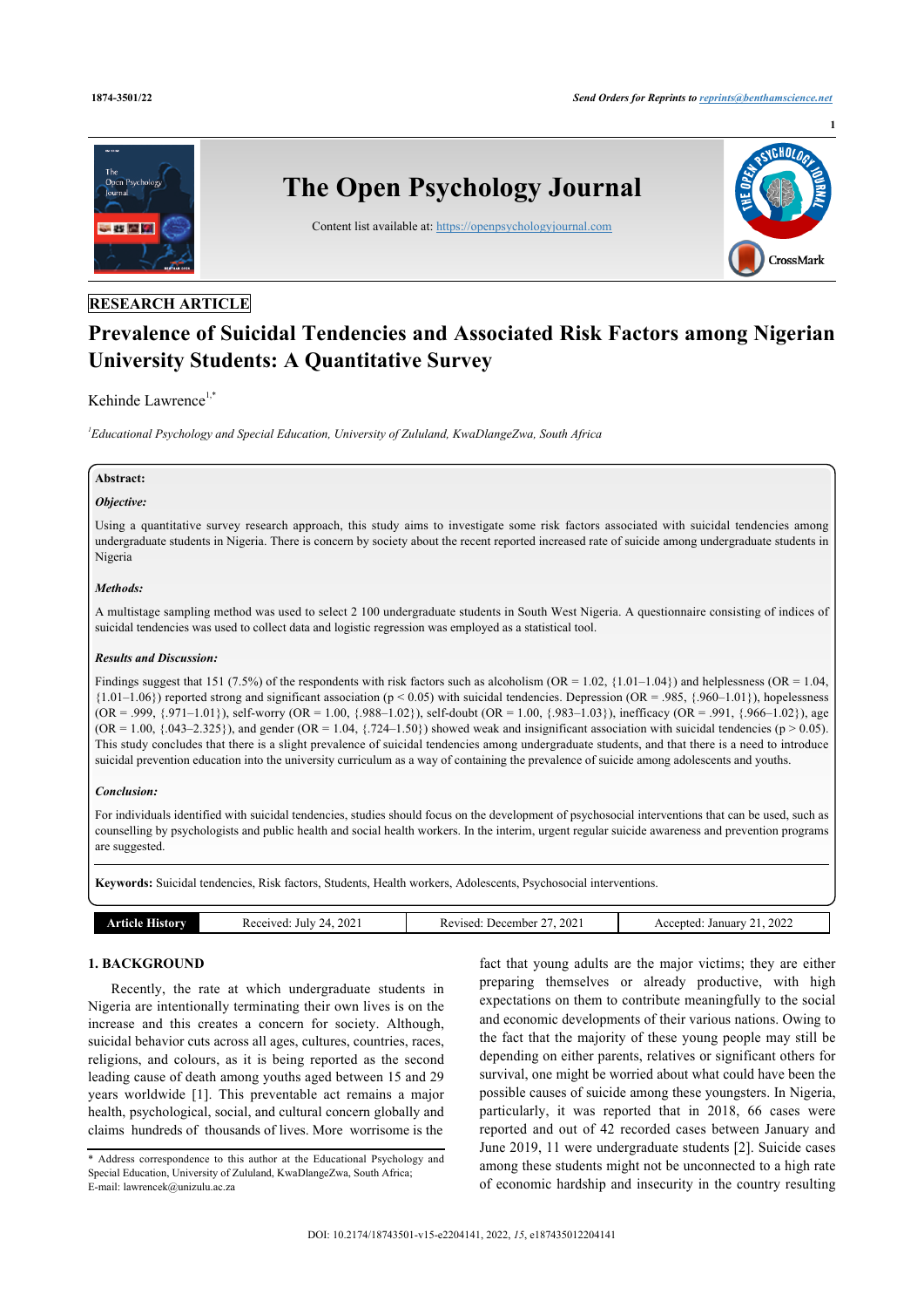RESEARCH ARTICLE

# Prevalence of Suicidal Tendencies and Associated Risk Factors among Nigerian University Students: A Quantitative Survey

Kehinde Lawrence[1,*]

[1]*Educational Psychology and Special Education, University of Zululand, KwaDlangeZwa, South Africa*

**Abstract:**

***Objective:***

Using a quantitative survey research approach, this study aims to investigate some risk factors associated with suicidal tendencies among undergraduate students in Nigeria. There is concern by society about the recent reported increased rate of suicide among undergraduate students in Nigeria

***Methods:***

A multistage sampling method was used to select 2 100 undergraduate students in South West Nigeria. A questionnaire consisting of indices of suicidal tendencies was used to collect data and logistic regression was employed as a statistical tool.

***Results and Discussion:***

Findings suggest that 151 (7.5%) of the respondents with risk factors such as alcoholism (OR = 1.02, {1.01–1.04}) and helplessness (OR = 1.04, {1.01–1.06}) reported strong and significant association ($p < 0.05$) with suicidal tendencies. Depression (OR = .985, {.960–1.01}), hopelessness (OR = .999, {.971–1.01}), self-worry (OR = 1.00, {.988–1.02}), self-doubt (OR = 1.00, {.983–1.03}), inefficacy (OR = .991, {.966–1.02}), age (OR = 1.00, {.043–2.325}), and gender (OR = 1.04, {.724–1.50}) showed weak and insignificant association with suicidal tendencies ($p > 0.05$). This study concludes that there is a slight prevalence of suicidal tendencies among undergraduate students, and that there is a need to introduce suicidal prevention education into the university curriculum as a way of containing the prevalence of suicide among adolescents and youths.

***Conclusion:***

For individuals identified with suicidal tendencies, studies should focus on the development of psychosocial interventions that can be used, such as counselling by psychologists and public health and social health workers. In the interim, urgent regular suicide awareness and prevention programs are suggested.

**Keywords:** Suicidal tendencies, Risk factors, Students, Health workers, Adolescents, Psychosocial interventions.

| Article History | Received: July 24, 2021 | Revised: December 27, 2021 | Accepted: January 21, 2022 |
|---|---|---|---|

## 1. BACKGROUND

Recently, the rate at which undergraduate students in Nigeria are intentionally terminating their own lives is on the increase and this creates a concern for society. Although, suicidal behavior cuts across all ages, cultures, countries, races, religions, and colours, as it is being reported as the second leading cause of death among youths aged between 15 and 29 years worldwide [1]. This preventable act remains a major health, psychological, social, and cultural concern globally and claims hundreds of thousands of lives. More worrisome is the fact that young adults are the major victims; they are either preparing themselves or already productive, with high expectations on them to contribute meaningfully to the social and economic developments of their various nations. Owing to the fact that the majority of these young people may still be depending on either parents, relatives or significant others for survival, one might be worried about what could have been the possible causes of suicide among these youngsters. In Nigeria, particularly, it was reported that in 2018, 66 cases were reported and out of 42 recorded cases between January and June 2019, 11 were undergraduate students [2]. Suicide cases among these students might not be unconnected to a high rate of economic hardship and insecurity in the country resulting

\* Address correspondence to this author at the Educational Psychology and Special Education, University of Zululand, KwaDlangeZwa, South Africa; E-mail: lawrencek@unizulu.ac.za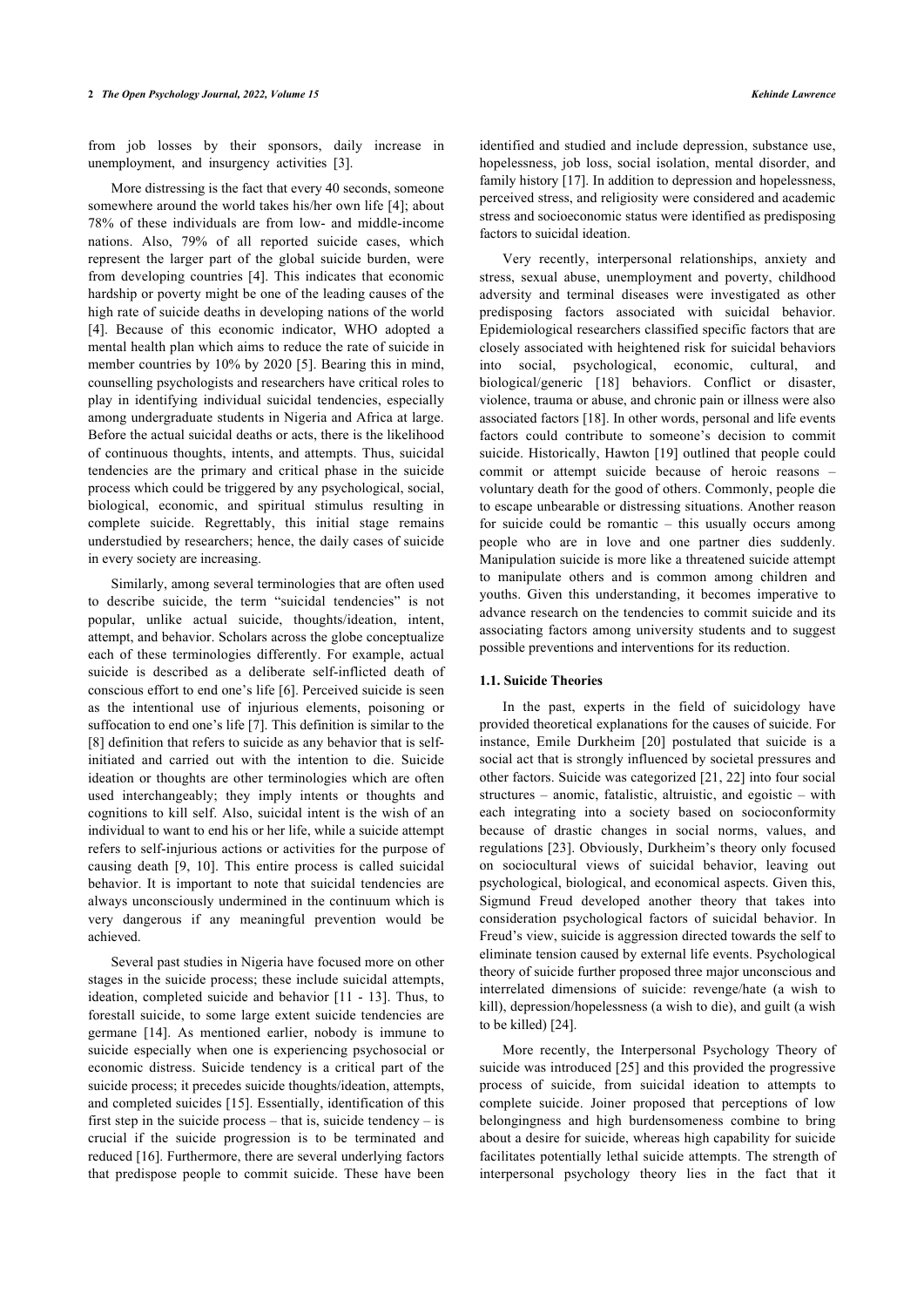from job losses by their sponsors, daily increase in unemployment, and insurgency activities [3].

More distressing is the fact that every 40 seconds, someone somewhere around the world takes his/her own life [4]; about 78% of these individuals are from low- and middle-income nations. Also, 79% of all reported suicide cases, which represent the larger part of the global suicide burden, were from developing countries [4]. This indicates that economic hardship or poverty might be one of the leading causes of the high rate of suicide deaths in developing nations of the world [4]. Because of this economic indicator, WHO adopted a mental health plan which aims to reduce the rate of suicide in member countries by 10% by 2020 [5]. Bearing this in mind, counselling psychologists and researchers have critical roles to play in identifying individual suicidal tendencies, especially among undergraduate students in Nigeria and Africa at large. Before the actual suicidal deaths or acts, there is the likelihood of continuous thoughts, intents, and attempts. Thus, suicidal tendencies are the primary and critical phase in the suicide process which could be triggered by any psychological, social, biological, economic, and spiritual stimulus resulting in complete suicide. Regrettably, this initial stage remains understudied by researchers; hence, the daily cases of suicide in every society are increasing.

Similarly, among several terminologies that are often used to describe suicide, the term "suicidal tendencies" is not popular, unlike actual suicide, thoughts/ideation, intent, attempt, and behavior. Scholars across the globe conceptualize each of these terminologies differently. For example, actual suicide is described as a deliberate self-inflicted death of conscious effort to end one's life [6]. Perceived suicide is seen as the intentional use of injurious elements, poisoning or suffocation to end one's life [7]. This definition is similar to the [8] definition that refers to suicide as any behavior that is self-initiated and carried out with the intention to die. Suicide ideation or thoughts are other terminologies which are often used interchangeably; they imply intents or thoughts and cognitions to kill self. Also, suicidal intent is the wish of an individual to want to end his or her life, while a suicide attempt refers to self-injurious actions or activities for the purpose of causing death [9, 10]. This entire process is called suicidal behavior. It is important to note that suicidal tendencies are always unconsciously undermined in the continuum which is very dangerous if any meaningful prevention would be achieved.

Several past studies in Nigeria have focused more on other stages in the suicide process; these include suicidal attempts, ideation, completed suicide and behavior [11 - 13]. Thus, to forestall suicide, to some large extent suicide tendencies are germane [14]. As mentioned earlier, nobody is immune to suicide especially when one is experiencing psychosocial or economic distress. Suicide tendency is a critical part of the suicide process; it precedes suicide thoughts/ideation, attempts, and completed suicides [15]. Essentially, identification of this first step in the suicide process – that is, suicide tendency – is crucial if the suicide progression is to be terminated and reduced [16]. Furthermore, there are several underlying factors that predispose people to commit suicide. These have been identified and studied and include depression, substance use, hopelessness, job loss, social isolation, mental disorder, and family history [17]. In addition to depression and hopelessness, perceived stress, and religiosity were considered and academic stress and socioeconomic status were identified as predisposing factors to suicidal ideation.

Very recently, interpersonal relationships, anxiety and stress, sexual abuse, unemployment and poverty, childhood adversity and terminal diseases were investigated as other predisposing factors associated with suicidal behavior. Epidemiological researchers classified specific factors that are closely associated with heightened risk for suicidal behaviors into social, psychological, economic, cultural, and biological/generic [18] behaviors. Conflict or disaster, violence, trauma or abuse, and chronic pain or illness were also associated factors [18]. In other words, personal and life events factors could contribute to someone's decision to commit suicide. Historically, Hawton [19] outlined that people could commit or attempt suicide because of heroic reasons – voluntary death for the good of others. Commonly, people die to escape unbearable or distressing situations. Another reason for suicide could be romantic – this usually occurs among people who are in love and one partner dies suddenly. Manipulation suicide is more like a threatened suicide attempt to manipulate others and is common among children and youths. Given this understanding, it becomes imperative to advance research on the tendencies to commit suicide and its associating factors among university students and to suggest possible preventions and interventions for its reduction.

### 1.1. Suicide Theories

In the past, experts in the field of suicidology have provided theoretical explanations for the causes of suicide. For instance, Emile Durkheim [20] postulated that suicide is a social act that is strongly influenced by societal pressures and other factors. Suicide was categorized [21, 22] into four social structures – anomic, fatalistic, altruistic, and egoistic – with each integrating into a society based on socioconformity because of drastic changes in social norms, values, and regulations [23]. Obviously, Durkheim's theory only focused on sociocultural views of suicidal behavior, leaving out psychological, biological, and economical aspects. Given this, Sigmund Freud developed another theory that takes into consideration psychological factors of suicidal behavior. In Freud's view, suicide is aggression directed towards the self to eliminate tension caused by external life events. Psychological theory of suicide further proposed three major unconscious and interrelated dimensions of suicide: revenge/hate (a wish to kill), depression/hopelessness (a wish to die), and guilt (a wish to be killed) [24].

More recently, the Interpersonal Psychology Theory of suicide was introduced [25] and this provided the progressive process of suicide, from suicidal ideation to attempts to complete suicide. Joiner proposed that perceptions of low belongingness and high burdensomeness combine to bring about a desire for suicide, whereas high capability for suicide facilitates potentially lethal suicide attempts. The strength of interpersonal psychology theory lies in the fact that it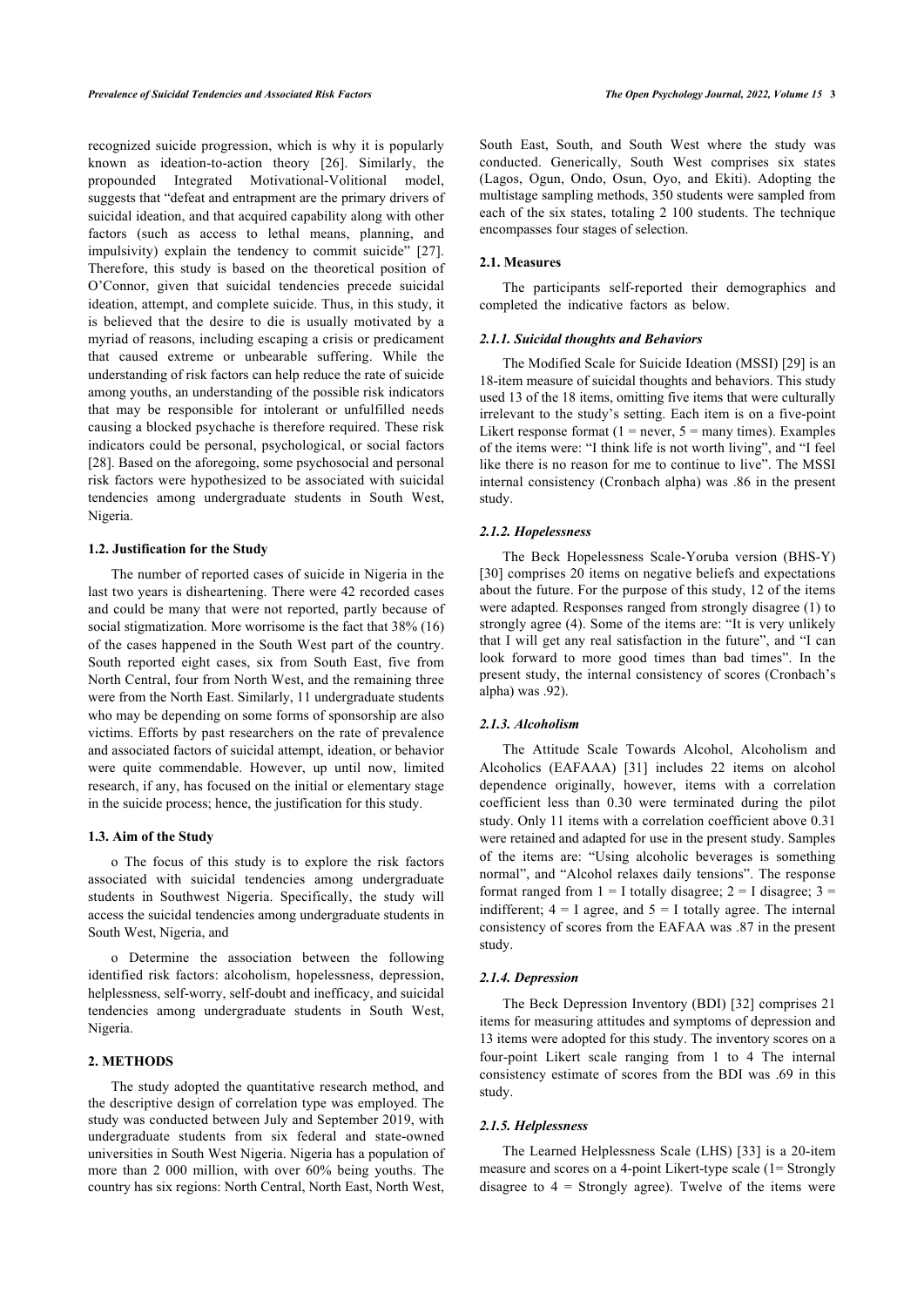recognized suicide progression, which is why it is popularly known as ideation-to-action theory [26]. Similarly, the propounded Integrated Motivational-Volitional model, suggests that "defeat and entrapment are the primary drivers of suicidal ideation, and that acquired capability along with other factors (such as access to lethal means, planning, and impulsivity) explain the tendency to commit suicide" [27]. Therefore, this study is based on the theoretical position of O'Connor, given that suicidal tendencies precede suicidal ideation, attempt, and complete suicide. Thus, in this study, it is believed that the desire to die is usually motivated by a myriad of reasons, including escaping a crisis or predicament that caused extreme or unbearable suffering. While the understanding of risk factors can help reduce the rate of suicide among youths, an understanding of the possible risk indicators that may be responsible for intolerant or unfulfilled needs causing a blocked psychache is therefore required. These risk indicators could be personal, psychological, or social factors [28]. Based on the aforegoing, some psychosocial and personal risk factors were hypothesized to be associated with suicidal tendencies among undergraduate students in South West, Nigeria.

### 1.2. Justification for the Study

The number of reported cases of suicide in Nigeria in the last two years is disheartening. There were 42 recorded cases and could be many that were not reported, partly because of social stigmatization. More worrisome is the fact that 38% (16) of the cases happened in the South West part of the country. South reported eight cases, six from South East, five from North Central, four from North West, and the remaining three were from the North East. Similarly, 11 undergraduate students who may be depending on some forms of sponsorship are also victims. Efforts by past researchers on the rate of prevalence and associated factors of suicidal attempt, ideation, or behavior were quite commendable. However, up until now, limited research, if any, has focused on the initial or elementary stage in the suicide process; hence, the justification for this study.

### 1.3. Aim of the Study

o The focus of this study is to explore the risk factors associated with suicidal tendencies among undergraduate students in Southwest Nigeria. Specifically, the study will access the suicidal tendencies among undergraduate students in South West, Nigeria, and

o Determine the association between the following identified risk factors: alcoholism, hopelessness, depression, helplessness, self-worry, self-doubt and inefficacy, and suicidal tendencies among undergraduate students in South West, Nigeria.

## 2. METHODS

The study adopted the quantitative research method, and the descriptive design of correlation type was employed. The study was conducted between July and September 2019, with undergraduate students from six federal and state-owned universities in South West Nigeria. Nigeria has a population of more than 2 000 million, with over 60% being youths. The country has six regions: North Central, North East, North West, South East, South, and South West where the study was conducted. Generically, South West comprises six states (Lagos, Ogun, Ondo, Osun, Oyo, and Ekiti). Adopting the multistage sampling methods, 350 students were sampled from each of the six states, totaling 2 100 students. The technique encompasses four stages of selection.

### 2.1. Measures

The participants self-reported their demographics and completed the indicative factors as below.

#### *2.1.1. Suicidal thoughts and Behaviors*

The Modified Scale for Suicide Ideation (MSSI) [29] is an 18-item measure of suicidal thoughts and behaviors. This study used 13 of the 18 items, omitting five items that were culturally irrelevant to the study's setting. Each item is on a five-point Likert response format (1 = never, 5 = many times). Examples of the items were: "I think life is not worth living", and "I feel like there is no reason for me to continue to live". The MSSI internal consistency (Cronbach alpha) was .86 in the present study.

#### *2.1.2. Hopelessness*

The Beck Hopelessness Scale-Yoruba version (BHS-Y) [30] comprises 20 items on negative beliefs and expectations about the future. For the purpose of this study, 12 of the items were adapted. Responses ranged from strongly disagree (1) to strongly agree (4). Some of the items are: "It is very unlikely that I will get any real satisfaction in the future", and "I can look forward to more good times than bad times". In the present study, the internal consistency of scores (Cronbach's alpha) was .92).

#### *2.1.3. Alcoholism*

The Attitude Scale Towards Alcohol, Alcoholism and Alcoholics (EAFAAA) [31] includes 22 items on alcohol dependence originally, however, items with a correlation coefficient less than 0.30 were terminated during the pilot study. Only 11 items with a correlation coefficient above 0.31 were retained and adapted for use in the present study. Samples of the items are: "Using alcoholic beverages is something normal", and "Alcohol relaxes daily tensions". The response format ranged from 1 = I totally disagree; 2 = I disagree; 3 = indifferent; 4 = I agree, and 5 = I totally agree. The internal consistency of scores from the EAFAA was .87 in the present study.

#### *2.1.4. Depression*

The Beck Depression Inventory (BDI) [32] comprises 21 items for measuring attitudes and symptoms of depression and 13 items were adopted for this study. The inventory scores on a four-point Likert scale ranging from 1 to 4 The internal consistency estimate of scores from the BDI was .69 in this study.

#### *2.1.5. Helplessness*

The Learned Helplessness Scale (LHS) [33] is a 20-item measure and scores on a 4-point Likert-type scale (1= Strongly disagree to 4 = Strongly agree). Twelve of the items were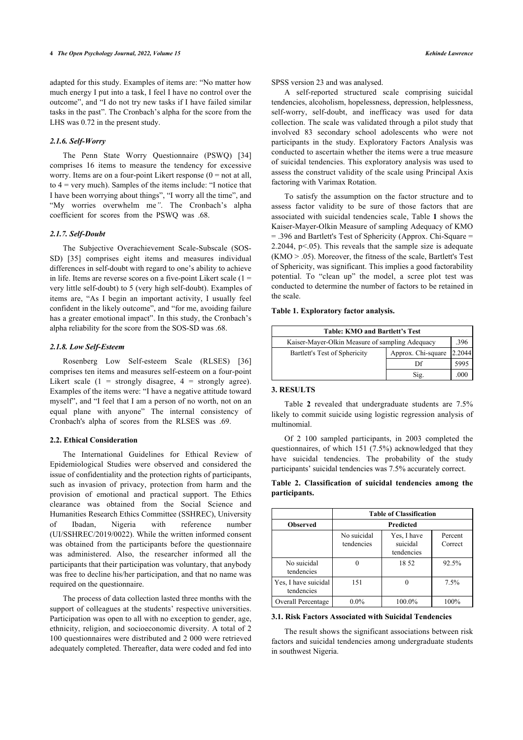adapted for this study. Examples of items are: "No matter how much energy I put into a task, I feel I have no control over the outcome", and "I do not try new tasks if I have failed similar tasks in the past". The Cronbach's alpha for the score from the LHS was 0.72 in the present study.

#### *2.1.6. Self-Worry*

The Penn State Worry Questionnaire (PSWQ) [34] comprises 16 items to measure the tendency for excessive worry. Items are on a four-point Likert response (0 = not at all, to 4 = very much). Samples of the items include: "I notice that I have been worrying about things", "I worry all the time", and "My worries overwhelm me*"*. The Cronbach's alpha coefficient for scores from the PSWQ was .68.

#### *2.1.7. Self-Doubt*

The Subjective Overachievement Scale-Subscale (SOS-SD) [35] comprises eight items and measures individual differences in self-doubt with regard to one's ability to achieve in life. Items are reverse scores on a five-point Likert scale (1 = very little self-doubt) to 5 (very high self-doubt). Examples of items are, "As I begin an important activity, I usually feel confident in the likely outcome", and "for me, avoiding failure has a greater emotional impact". In this study, the Cronbach's alpha reliability for the score from the SOS-SD was .68.

#### *2.1.8. Low Self-Esteem*

Rosenberg Low Self-esteem Scale (RLSES) [36] comprises ten items and measures self-esteem on a four-point Likert scale (1 = strongly disagree, 4 = strongly agree). Examples of the items were: "I have a negative attitude toward myself", and "I feel that I am a person of no worth, not on an equal plane with anyone" The internal consistency of Cronbach's alpha of scores from the RLSES was .69.

### 2.2. Ethical Consideration

The International Guidelines for Ethical Review of Epidemiological Studies were observed and considered the issue of confidentiality and the protection rights of participants, such as invasion of privacy, protection from harm and the provision of emotional and practical support. The Ethics clearance was obtained from the Social Science and Humanities Research Ethics Committee (SSHREC), University of Ibadan, Nigeria with reference number (UI/SSHREC/2019/0022). While the written informed consent was obtained from the participants before the questionnaire was administered. Also, the researcher informed all the participants that their participation was voluntary, that anybody was free to decline his/her participation, and that no name was required on the questionnaire.

The process of data collection lasted three months with the support of colleagues at the students' respective universities. Participation was open to all with no exception to gender, age, ethnicity, religion, and socioeconomic diversity. A total of 2 100 questionnaires were distributed and 2 000 were retrieved adequately completed. Thereafter, data were coded and fed into SPSS version 23 and was analysed.

A self-reported structured scale comprising suicidal tendencies, alcoholism, hopelessness, depression, helplessness, self-worry, self-doubt, and inefficacy was used for data collection. The scale was validated through a pilot study that involved 83 secondary school adolescents who were not participants in the study. Exploratory Factors Analysis was conducted to ascertain whether the items were a true measure of suicidal tendencies. This exploratory analysis was used to assess the construct validity of the scale using Principal Axis factoring with Varimax Rotation.

To satisfy the assumption on the factor structure and to assess factor validity to be sure of those factors that are associated with suicidal tendencies scale, Table **1** shows the Kaiser-Mayer-Olkin Measure of sampling Adequacy of KMO = .396 and Bartlett's Test of Sphericity (Approx. Chi-Square = 2.2044, p<.05). This reveals that the sample size is adequate (KMO > .05). Moreover, the fitness of the scale, Bartlett's Test of Sphericity, was significant. This implies a good factorability potential. To "clean up" the model, a scree plot test was conducted to determine the number of factors to be retained in the scale.

**Table 1. Exploratory factor analysis.**

| Table: KMO and Bartlett's Test | | |
|---|---|---|
| Kaiser-Mayer-Olkin Measure of sampling Adequacy | | .396 |
| Bartlett's Test of Sphericity | Approx. Chi-square | 2.2044 |
| | Df | 5995 |
| | Sig. | .000 |

## 3. RESULTS

Table **2** revealed that undergraduate students are 7.5% likely to commit suicide using logistic regression analysis of multinomial.

Of 2 100 sampled participants, in 2003 completed the questionnaires, of which 151 (7.5%) acknowledged that they have suicidal tendencies. The probability of the study participants' suicidal tendencies was 7.5% accurately correct.

**Table 2. Classification of suicidal tendencies among the participants.**

| | Table of Classification | | |
|---|---|---|---|
| Observed | Predicted | | |
| | No suicidal tendencies | Yes, I have suicidal tendencies | Percent Correct |
| No suicidal tendencies | 0 | 18 52 | 92.5% |
| Yes, I have suicidal tendencies | 151 | 0 | 7.5% |
| Overall Percentage | 0.0% | 100.0% | 100% |

### 3.1. Risk Factors Associated with Suicidal Tendencies

The result shows the significant associations between risk factors and suicidal tendencies among undergraduate students in southwest Nigeria.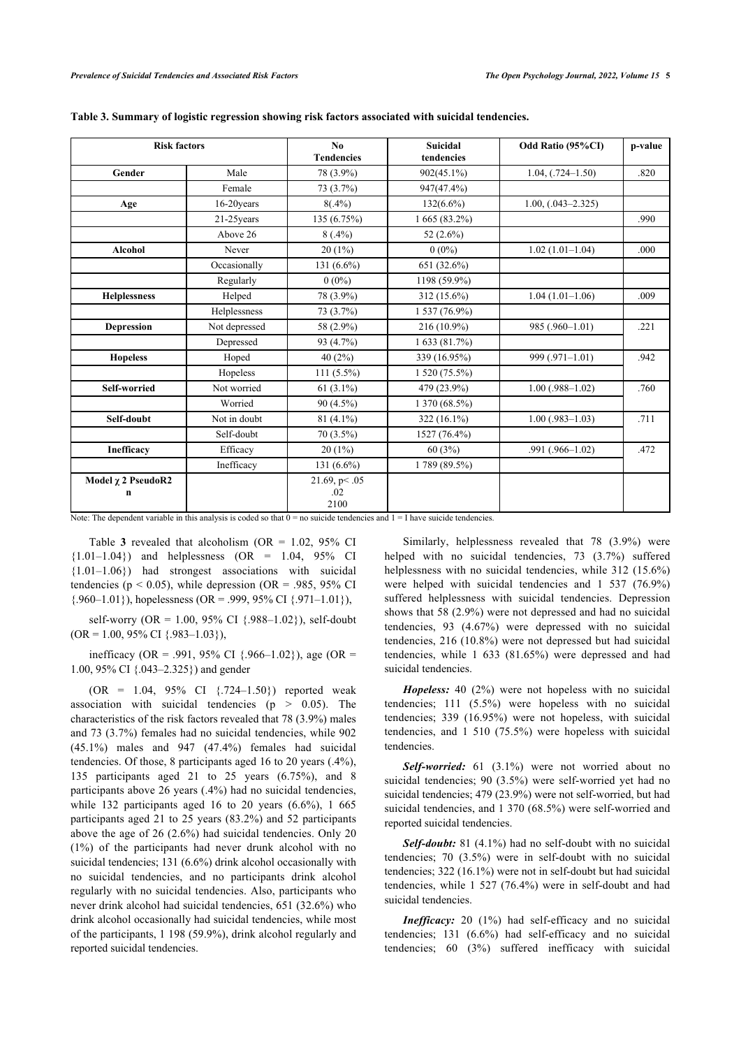**Table 3. Summary of logistic regression showing risk factors associated with suicidal tendencies.**

| Risk factors | | No Tendencies | Suicidal tendencies | Odd Ratio (95%CI) | p-value |
|---|---|---|---|---|---|
| **Gender** | Male | 78 (3.9%) | 902(45.1%) | 1.04, (.724–1.50) | .820 |
| | Female | 73 (3.7%) | 947(47.4%) | | |
| **Age** | 16-20years | 8(.4%) | 132(6.6%) | 1.00, (.043–2.325) | |
| | 21-25years | 135 (6.75%) | 1 665 (83.2%) | | .990 |
| | Above 26 | 8 (.4%) | 52 (2.6%) | | |
| **Alcohol** | Never | 20 (1%) | 0 (0%) | 1.02 (1.01–1.04) | .000 |
| | Occasionally | 131 (6.6%) | 651 (32.6%) | | |
| | Regularly | 0 (0%) | 1198 (59.9%) | | |
| **Helplessness** | Helped | 78 (3.9%) | 312 (15.6%) | 1.04 (1.01–1.06) | .009 |
| | Helplessness | 73 (3.7%) | 1 537 (76.9%) | | |
| **Depression** | Not depressed | 58 (2.9%) | 216 (10.9%) | 985 (.960–1.01) | .221 |
| | Depressed | 93 (4.7%) | 1 633 (81.7%) | | |
| **Hopeless** | Hoped | 40 (2%) | 339 (16.95%) | 999 (.971–1.01) | .942 |
| | Hopeless | 111 (5.5%) | 1 520 (75.5%) | | |
| **Self-worried** | Not worried | 61 (3.1%) | 479 (23.9%) | 1.00 (.988–1.02) | .760 |
| | Worried | 90 (4.5%) | 1 370 (68.5%) | | |
| **Self-doubt** | Not in doubt | 81 (4.1%) | 322 (16.1%) | 1.00 (.983–1.03) | .711 |
| | Self-doubt | 70 (3.5%) | 1527 (76.4%) | | |
| **Inefficacy** | Efficacy | 20 (1%) | 60 (3%) | .991 (.966–1.02) | .472 |
| | Inefficacy | 131 (6.6%) | 1 789 (89.5%) | | |
| **Model $\chi$ 2 PseudoR2 n** | | 21.69, $p < .05$ .02 2100 | | | |

Note: The dependent variable in this analysis is coded so that 0 = no suicide tendencies and 1 = I have suicide tendencies.

Table **3** revealed that alcoholism (OR = 1.02, 95% CI {1.01–1.04}) and helplessness (OR = 1.04, 95% CI {1.01–1.06}) had strongest associations with suicidal tendencies ($p < 0.05$), while depression (OR = .985, 95% CI {.960–1.01}), hopelessness (OR = .999, 95% CI {.971–1.01}),

self-worry (OR = 1.00, 95% CI {.988–1.02}), self-doubt (OR = 1.00, 95% CI {.983–1.03}),

inefficacy (OR = .991, 95% CI {.966–1.02}), age (OR = 1.00, 95% CI {.043–2.325}) and gender

(OR = 1.04, 95% CI {.724–1.50}) reported weak association with suicidal tendencies ($p > 0.05$). The characteristics of the risk factors revealed that 78 (3.9%) males and 73 (3.7%) females had no suicidal tendencies, while 902 (45.1%) males and 947 (47.4%) females had suicidal tendencies. Of those, 8 participants aged 16 to 20 years (.4%), 135 participants aged 21 to 25 years (6.75%), and 8 participants above 26 years (.4%) had no suicidal tendencies, while 132 participants aged 16 to 20 years (6.6%), 1 665 participants aged 21 to 25 years (83.2%) and 52 participants above the age of 26 (2.6%) had suicidal tendencies. Only 20 (1%) of the participants had never drunk alcohol with no suicidal tendencies; 131 (6.6%) drink alcohol occasionally with no suicidal tendencies, and no participants drink alcohol regularly with no suicidal tendencies. Also, participants who never drink alcohol had suicidal tendencies, 651 (32.6%) who drink alcohol occasionally had suicidal tendencies, while most of the participants, 1 198 (59.9%), drink alcohol regularly and reported suicidal tendencies.

Similarly, helplessness revealed that 78 (3.9%) were helped with no suicidal tendencies, 73 (3.7%) suffered helplessness with no suicidal tendencies, while 312 (15.6%) were helped with suicidal tendencies and 1 537 (76.9%) suffered helplessness with suicidal tendencies. Depression shows that 58 (2.9%) were not depressed and had no suicidal tendencies, 93 (4.67%) were depressed with no suicidal tendencies, 216 (10.8%) were not depressed but had suicidal tendencies, while 1 633 (81.65%) were depressed and had suicidal tendencies.

***Hopeless:*** 40 (2%) were not hopeless with no suicidal tendencies; 111 (5.5%) were hopeless with no suicidal tendencies; 339 (16.95%) were not hopeless, with suicidal tendencies, and 1 510 (75.5%) were hopeless with suicidal tendencies.

***Self-worried:*** 61 (3.1%) were not worried about no suicidal tendencies; 90 (3.5%) were self-worried yet had no suicidal tendencies; 479 (23.9%) were not self-worried, but had suicidal tendencies, and 1 370 (68.5%) were self-worried and reported suicidal tendencies.

***Self-doubt:*** 81 (4.1%) had no self-doubt with no suicidal tendencies; 70 (3.5%) were in self-doubt with no suicidal tendencies; 322 (16.1%) were not in self-doubt but had suicidal tendencies, while 1 527 (76.4%) were in self-doubt and had suicidal tendencies.

***Inefficacy:*** 20 (1%) had self-efficacy and no suicidal tendencies; 131 (6.6%) had self-efficacy and no suicidal tendencies; 60 (3%) suffered inefficacy with suicidal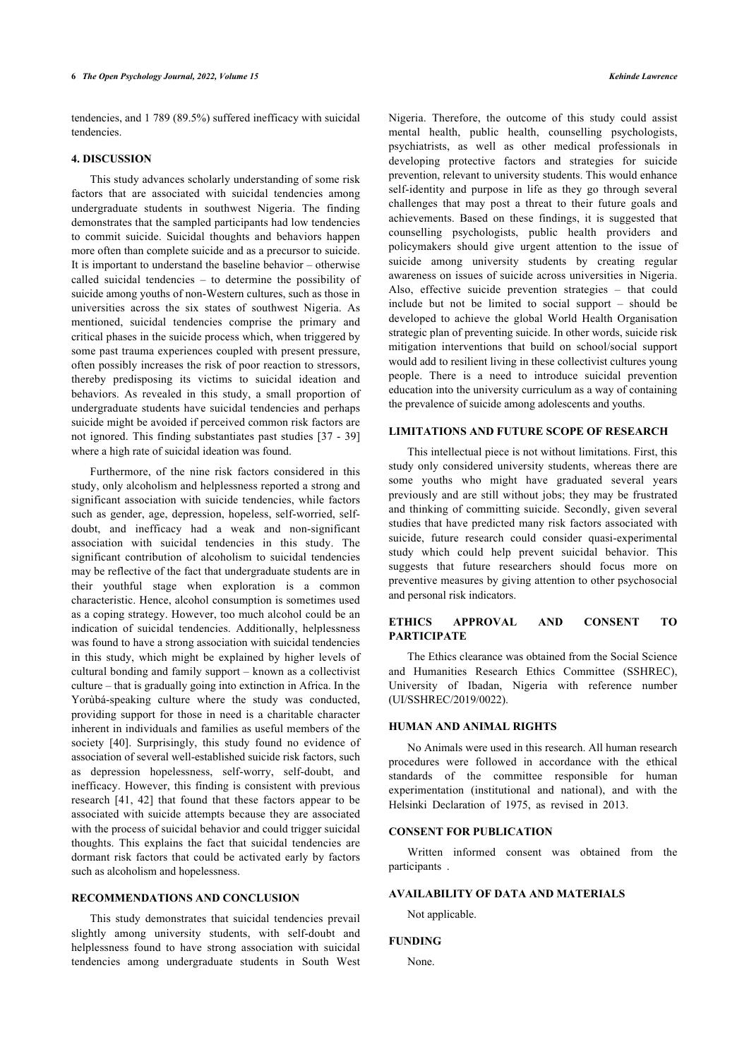tendencies, and 1 789 (89.5%) suffered inefficacy with suicidal tendencies.

## 4. DISCUSSION

This study advances scholarly understanding of some risk factors that are associated with suicidal tendencies among undergraduate students in southwest Nigeria. The finding demonstrates that the sampled participants had low tendencies to commit suicide. Suicidal thoughts and behaviors happen more often than complete suicide and as a precursor to suicide. It is important to understand the baseline behavior – otherwise called suicidal tendencies – to determine the possibility of suicide among youths of non-Western cultures, such as those in universities across the six states of southwest Nigeria. As mentioned, suicidal tendencies comprise the primary and critical phases in the suicide process which, when triggered by some past trauma experiences coupled with present pressure, often possibly increases the risk of poor reaction to stressors, thereby predisposing its victims to suicidal ideation and behaviors. As revealed in this study, a small proportion of undergraduate students have suicidal tendencies and perhaps suicide might be avoided if perceived common risk factors are not ignored. This finding substantiates past studies [37 - 39] where a high rate of suicidal ideation was found.

Furthermore, of the nine risk factors considered in this study, only alcoholism and helplessness reported a strong and significant association with suicide tendencies, while factors such as gender, age, depression, hopeless, self-worried, self-doubt, and inefficacy had a weak and non-significant association with suicidal tendencies in this study. The significant contribution of alcoholism to suicidal tendencies may be reflective of the fact that undergraduate students are in their youthful stage when exploration is a common characteristic. Hence, alcohol consumption is sometimes used as a coping strategy. However, too much alcohol could be an indication of suicidal tendencies. Additionally, helplessness was found to have a strong association with suicidal tendencies in this study, which might be explained by higher levels of cultural bonding and family support – known as a collectivist culture – that is gradually going into extinction in Africa. In the Yorùbá-speaking culture where the study was conducted, providing support for those in need is a charitable character inherent in individuals and families as useful members of the society [40]. Surprisingly, this study found no evidence of association of several well-established suicide risk factors, such as depression hopelessness, self-worry, self-doubt, and inefficacy. However, this finding is consistent with previous research [41, 42] that found that these factors appear to be associated with suicide attempts because they are associated with the process of suicidal behavior and could trigger suicidal thoughts. This explains the fact that suicidal tendencies are dormant risk factors that could be activated early by factors such as alcoholism and hopelessness.

## RECOMMENDATIONS AND CONCLUSION

This study demonstrates that suicidal tendencies prevail slightly among university students, with self-doubt and helplessness found to have strong association with suicidal tendencies among undergraduate students in South West Nigeria. Therefore, the outcome of this study could assist mental health, public health, counselling psychologists, psychiatrists, as well as other medical professionals in developing protective factors and strategies for suicide prevention, relevant to university students. This would enhance self-identity and purpose in life as they go through several challenges that may post a threat to their future goals and achievements. Based on these findings, it is suggested that counselling psychologists, public health providers and policymakers should give urgent attention to the issue of suicide among university students by creating regular awareness on issues of suicide across universities in Nigeria. Also, effective suicide prevention strategies – that could include but not be limited to social support – should be developed to achieve the global World Health Organisation strategic plan of preventing suicide. In other words, suicide risk mitigation interventions that build on school/social support would add to resilient living in these collectivist cultures young people. There is a need to introduce suicidal prevention education into the university curriculum as a way of containing the prevalence of suicide among adolescents and youths.

## LIMITATIONS AND FUTURE SCOPE OF RESEARCH

This intellectual piece is not without limitations. First, this study only considered university students, whereas there are some youths who might have graduated several years previously and are still without jobs; they may be frustrated and thinking of committing suicide. Secondly, given several studies that have predicted many risk factors associated with suicide, future research could consider quasi-experimental study which could help prevent suicidal behavior. This suggests that future researchers should focus more on preventive measures by giving attention to other psychosocial and personal risk indicators.

## ETHICS APPROVAL AND CONSENT TO PARTICIPATE

The Ethics clearance was obtained from the Social Science and Humanities Research Ethics Committee (SSHREC), University of Ibadan, Nigeria with reference number (UI/SSHREC/2019/0022).

## HUMAN AND ANIMAL RIGHTS

No Animals were used in this research. All human research procedures were followed in accordance with the ethical standards of the committee responsible for human experimentation (institutional and national), and with the Helsinki Declaration of 1975, as revised in 2013.

## CONSENT FOR PUBLICATION

Written informed consent was obtained from the participants .

## AVAILABILITY OF DATA AND MATERIALS

Not applicable.

## FUNDING

None.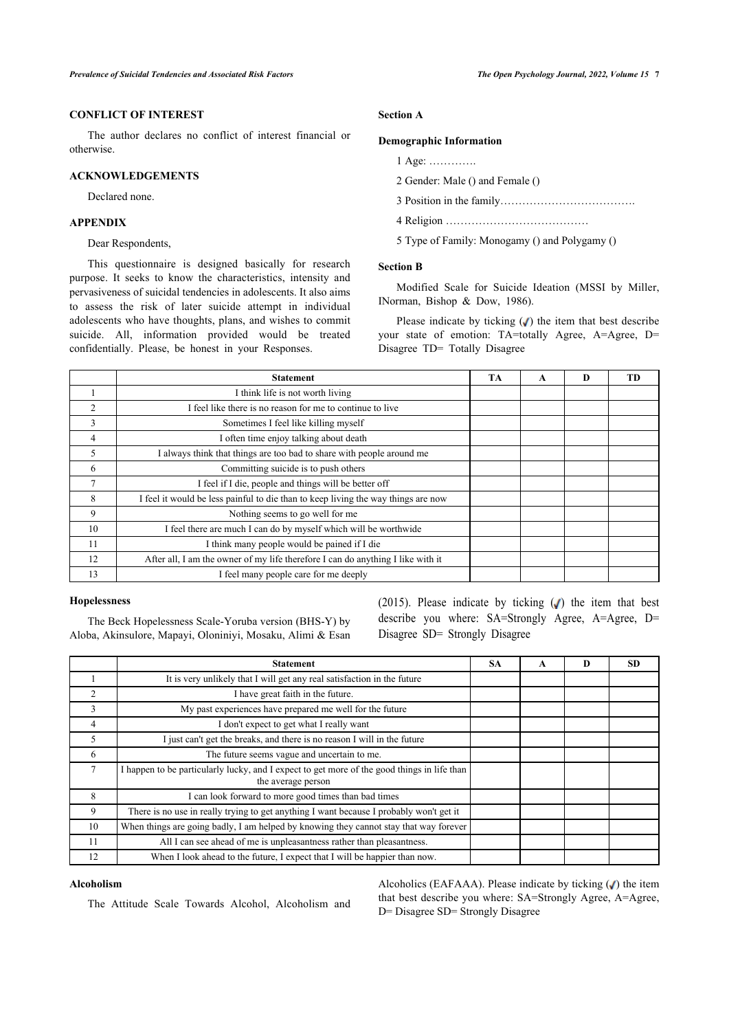## CONFLICT OF INTEREST

The author declares no conflict of interest financial or otherwise.

## ACKNOWLEDGEMENTS

Declared none.

## APPENDIX

Dear Respondents,

This questionnaire is designed basically for research purpose. It seeks to know the characteristics, intensity and pervasiveness of suicidal tendencies in adolescents. It also aims to assess the risk of later suicide attempt in individual adolescents who have thoughts, plans, and wishes to commit suicide. All, information provided would be treated confidentially. Please, be honest in your Responses.

### Section A

### Demographic Information

1 Age: ………….

2 Gender: Male () and Female ()

3 Position in the family……………………………….

4 Religion …………………………………

5 Type of Family: Monogamy () and Polygamy ()

### Section B

Modified Scale for Suicide Ideation (MSSI by Miller, INorman, Bishop & Dow, 1986).

Please indicate by ticking (✓) the item that best describe your state of emotion: TA=totally Agree, A=Agree, D= Disagree TD= Totally Disagree

| | Statement | TA | A | D | TD |
|---|---|---|---|---|---|
| 1 | I think life is not worth living | | | | |
| 2 | I feel like there is no reason for me to continue to live | | | | |
| 3 | Sometimes I feel like killing myself | | | | |
| 4 | I often time enjoy talking about death | | | | |
| 5 | I always think that things are too bad to share with people around me | | | | |
| 6 | Committing suicide is to push others | | | | |
| 7 | I feel if I die, people and things will be better off | | | | |
| 8 | I feel it would be less painful to die than to keep living the way things are now | | | | |
| 9 | Nothing seems to go well for me | | | | |
| 10 | I feel there are much I can do by myself which will be worthwide | | | | |
| 11 | I think many people would be pained if I die | | | | |
| 12 | After all, I am the owner of my life therefore I can do anything I like with it | | | | |
| 13 | I feel many people care for me deeply | | | | |

### Hopelessness

The Beck Hopelessness Scale-Yoruba version (BHS-Y) by Aloba, Akinsulore, Mapayi, Oloniniyi, Mosaku, Alimi & Esan (2015). Please indicate by ticking (✓) the item that best describe you where: SA=Strongly Agree, A=Agree, D= Disagree SD= Strongly Disagree

| | Statement | SA | A | D | SD |
|---|---|---|---|---|---|
| 1 | It is very unlikely that I will get any real satisfaction in the future | | | | |
| 2 | I have great faith in the future. | | | | |
| 3 | My past experiences have prepared me well for the future | | | | |
| 4 | I don't expect to get what I really want | | | | |
| 5 | I just can't get the breaks, and there is no reason I will in the future | | | | |
| 6 | The future seems vague and uncertain to me. | | | | |
| 7 | I happen to be particularly lucky, and I expect to get more of the good things in life than the average person | | | | |
| 8 | I can look forward to more good times than bad times | | | | |
| 9 | There is no use in really trying to get anything I want because I probably won't get it | | | | |
| 10 | When things are going badly, I am helped by knowing they cannot stay that way forever | | | | |
| 11 | All I can see ahead of me is unpleasantness rather than pleasantness. | | | | |
| 12 | When I look ahead to the future, I expect that I will be happier than now. | | | | |

### Alcoholism

The Attitude Scale Towards Alcohol, Alcoholism and Alcoholics (EAFAAA). Please indicate by ticking (✓) the item that best describe you where: SA=Strongly Agree, A=Agree, D= Disagree SD= Strongly Disagree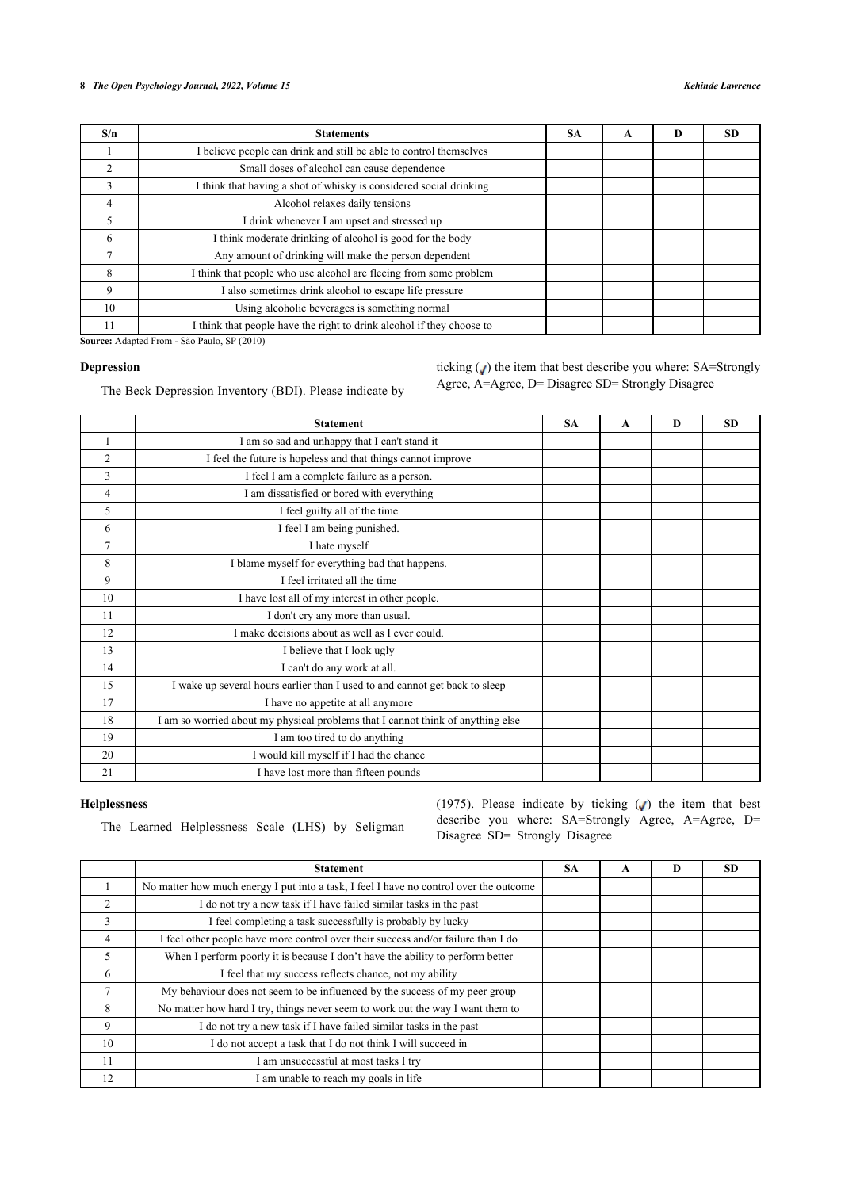| S/n | Statements | SA | A | D | SD |
|---|---|---|---|---|---|
| 1 | I believe people can drink and still be able to control themselves | | | | |
| 2 | Small doses of alcohol can cause dependence | | | | |
| 3 | I think that having a shot of whisky is considered social drinking | | | | |
| 4 | Alcohol relaxes daily tensions | | | | |
| 5 | I drink whenever I am upset and stressed up | | | | |
| 6 | I think moderate drinking of alcohol is good for the body | | | | |
| 7 | Any amount of drinking will make the person dependent | | | | |
| 8 | I think that people who use alcohol are fleeing from some problem | | | | |
| 9 | I also sometimes drink alcohol to escape life pressure | | | | |
| 10 | Using alcoholic beverages is something normal | | | | |
| 11 | I think that people have the right to drink alcohol if they choose to | | | | |

**Source:** Adapted From - São Paulo, SP (2010)

## Depression

The Beck Depression Inventory (BDI). Please indicate by ticking (✓) the item that best describe you where: SA=Strongly Agree, A=Agree, D= Disagree SD= Strongly Disagree

| | Statement | SA | A | D | SD |
|---|---|---|---|---|---|
| 1 | I am so sad and unhappy that I can't stand it | | | | |
| 2 | I feel the future is hopeless and that things cannot improve | | | | |
| 3 | I feel I am a complete failure as a person. | | | | |
| 4 | I am dissatisfied or bored with everything | | | | |
| 5 | I feel guilty all of the time | | | | |
| 6 | I feel I am being punished. | | | | |
| 7 | I hate myself | | | | |
| 8 | I blame myself for everything bad that happens. | | | | |
| 9 | I feel irritated all the time | | | | |
| 10 | I have lost all of my interest in other people. | | | | |
| 11 | I don't cry any more than usual. | | | | |
| 12 | I make decisions about as well as I ever could. | | | | |
| 13 | I believe that I look ugly | | | | |
| 14 | I can't do any work at all. | | | | |
| 15 | I wake up several hours earlier than I used to and cannot get back to sleep | | | | |
| 17 | I have no appetite at all anymore | | | | |
| 18 | I am so worried about my physical problems that I cannot think of anything else | | | | |
| 19 | I am too tired to do anything | | | | |
| 20 | I would kill myself if I had the chance | | | | |
| 21 | I have lost more than fifteen pounds | | | | |

## Helplessness

The Learned Helplessness Scale (LHS) by Seligman (1975). Please indicate by ticking (✓) the item that best describe you where: SA=Strongly Agree, A=Agree, D= Disagree SD= Strongly Disagree

| | Statement | SA | A | D | SD |
|---|---|---|---|---|---|
| 1 | No matter how much energy I put into a task, I feel I have no control over the outcome | | | | |
| 2 | I do not try a new task if I have failed similar tasks in the past | | | | |
| 3 | I feel completing a task successfully is probably by lucky | | | | |
| 4 | I feel other people have more control over their success and/or failure than I do | | | | |
| 5 | When I perform poorly it is because I don't have the ability to perform better | | | | |
| 6 | I feel that my success reflects chance, not my ability | | | | |
| 7 | My behaviour does not seem to be influenced by the success of my peer group | | | | |
| 8 | No matter how hard I try, things never seem to work out the way I want them to | | | | |
| 9 | I do not try a new task if I have failed similar tasks in the past | | | | |
| 10 | I do not accept a task that I do not think I will succeed in | | | | |
| 11 | I am unsuccessful at most tasks I try | | | | |
| 12 | I am unable to reach my goals in life | | | | |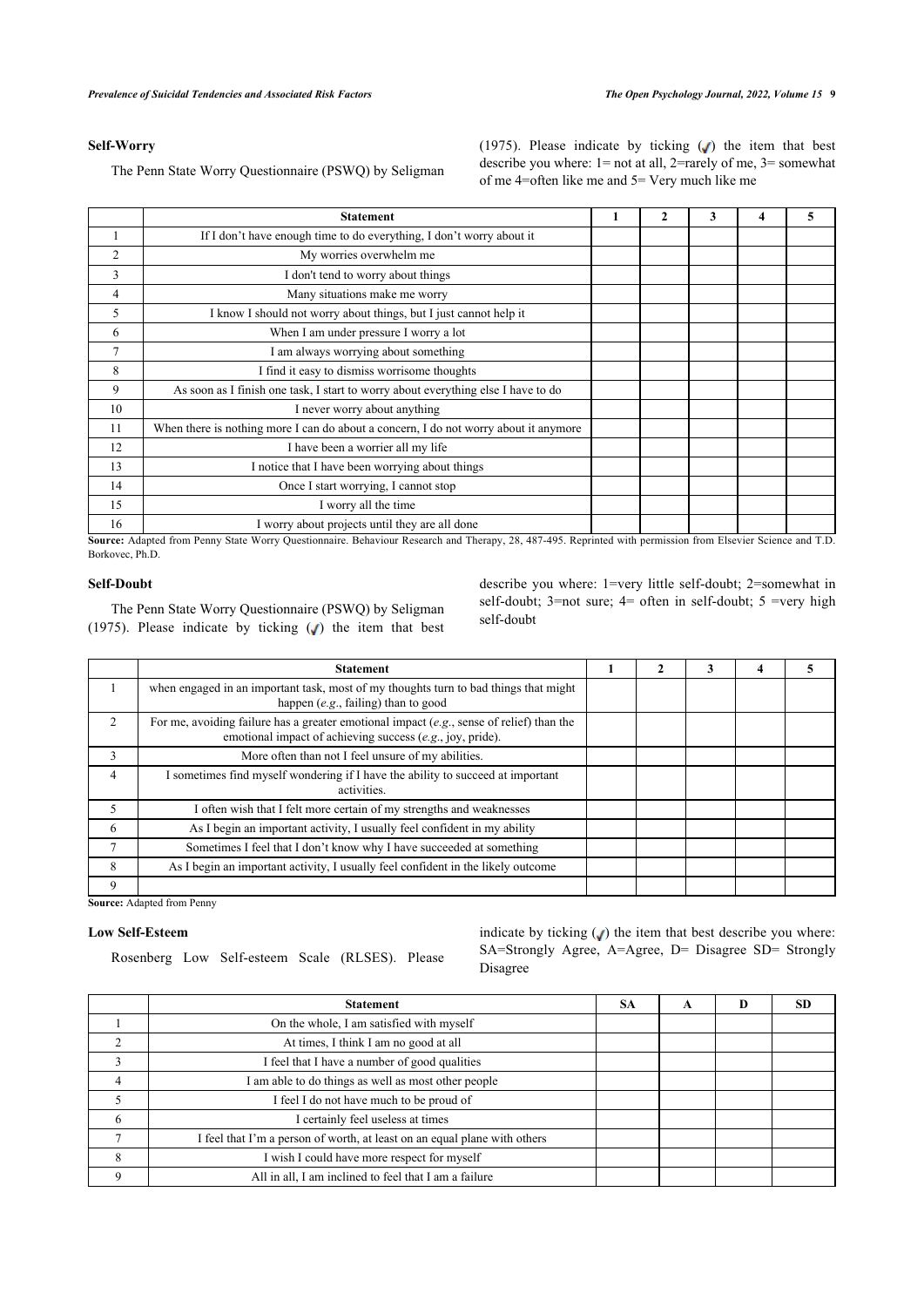### Self-Worry

The Penn State Worry Questionnaire (PSWQ) by Seligman (1975). Please indicate by ticking (✓) the item that best describe you where: 1= not at all, 2=rarely of me, 3= somewhat of me 4=often like me and 5= Very much like me

| | Statement | 1 | 2 | 3 | 4 | 5 |
|---|---|---|---|---|---|---|
| 1 | If I don't have enough time to do everything, I don't worry about it | | | | | |
| 2 | My worries overwhelm me | | | | | |
| 3 | I don't tend to worry about things | | | | | |
| 4 | Many situations make me worry | | | | | |
| 5 | I know I should not worry about things, but I just cannot help it | | | | | |
| 6 | When I am under pressure I worry a lot | | | | | |
| 7 | I am always worrying about something | | | | | |
| 8 | I find it easy to dismiss worrisome thoughts | | | | | |
| 9 | As soon as I finish one task, I start to worry about everything else I have to do | | | | | |
| 10 | I never worry about anything | | | | | |
| 11 | When there is nothing more I can do about a concern, I do not worry about it anymore | | | | | |
| 12 | I have been a worrier all my life | | | | | |
| 13 | I notice that I have been worrying about things | | | | | |
| 14 | Once I start worrying, I cannot stop | | | | | |
| 15 | I worry all the time | | | | | |
| 16 | I worry about projects until they are all done | | | | | |

**Source:** Adapted from Penny State Worry Questionnaire. Behaviour Research and Therapy, 28, 487-495. Reprinted with permission from Elsevier Science and T.D. Borkovec, Ph.D.

### Self-Doubt

The Penn State Worry Questionnaire (PSWQ) by Seligman (1975). Please indicate by ticking (✓) the item that best describe you where: 1=very little self-doubt; 2=somewhat in self-doubt; 3=not sure; 4= often in self-doubt; 5 =very high self-doubt

| | Statement | 1 | 2 | 3 | 4 | 5 |
|---|---|---|---|---|---|---|
| 1 | when engaged in an important task, most of my thoughts turn to bad things that might happen (*e.g.*, failing) than to good | | | | | |
| 2 | For me, avoiding failure has a greater emotional impact (*e.g.*, sense of relief) than the emotional impact of achieving success (*e.g.*, joy, pride). | | | | | |
| 3 | More often than not I feel unsure of my abilities. | | | | | |
| 4 | I sometimes find myself wondering if I have the ability to succeed at important activities. | | | | | |
| 5 | I often wish that I felt more certain of my strengths and weaknesses | | | | | |
| 6 | As I begin an important activity, I usually feel confident in my ability | | | | | |
| 7 | Sometimes I feel that I don't know why I have succeeded at something | | | | | |
| 8 | As I begin an important activity, I usually feel confident in the likely outcome | | | | | |
| 9 | | | | | | |

**Source:** Adapted from Penny

### Low Self-Esteem

Rosenberg Low Self-esteem Scale (RLSES). Please indicate by ticking (✓) the item that best describe you where: SA=Strongly Agree, A=Agree, D= Disagree SD= Strongly Disagree

| | Statement | SA | A | D | SD |
|---|---|---|---|---|---|
| 1 | On the whole, I am satisfied with myself | | | | |
| 2 | At times, I think I am no good at all | | | | |
| 3 | I feel that I have a number of good qualities | | | | |
| 4 | I am able to do things as well as most other people | | | | |
| 5 | I feel I do not have much to be proud of | | | | |
| 6 | I certainly feel useless at times | | | | |
| 7 | I feel that I'm a person of worth, at least on an equal plane with others | | | | |
| 8 | I wish I could have more respect for myself | | | | |
| 9 | All in all, I am inclined to feel that I am a failure | | | | |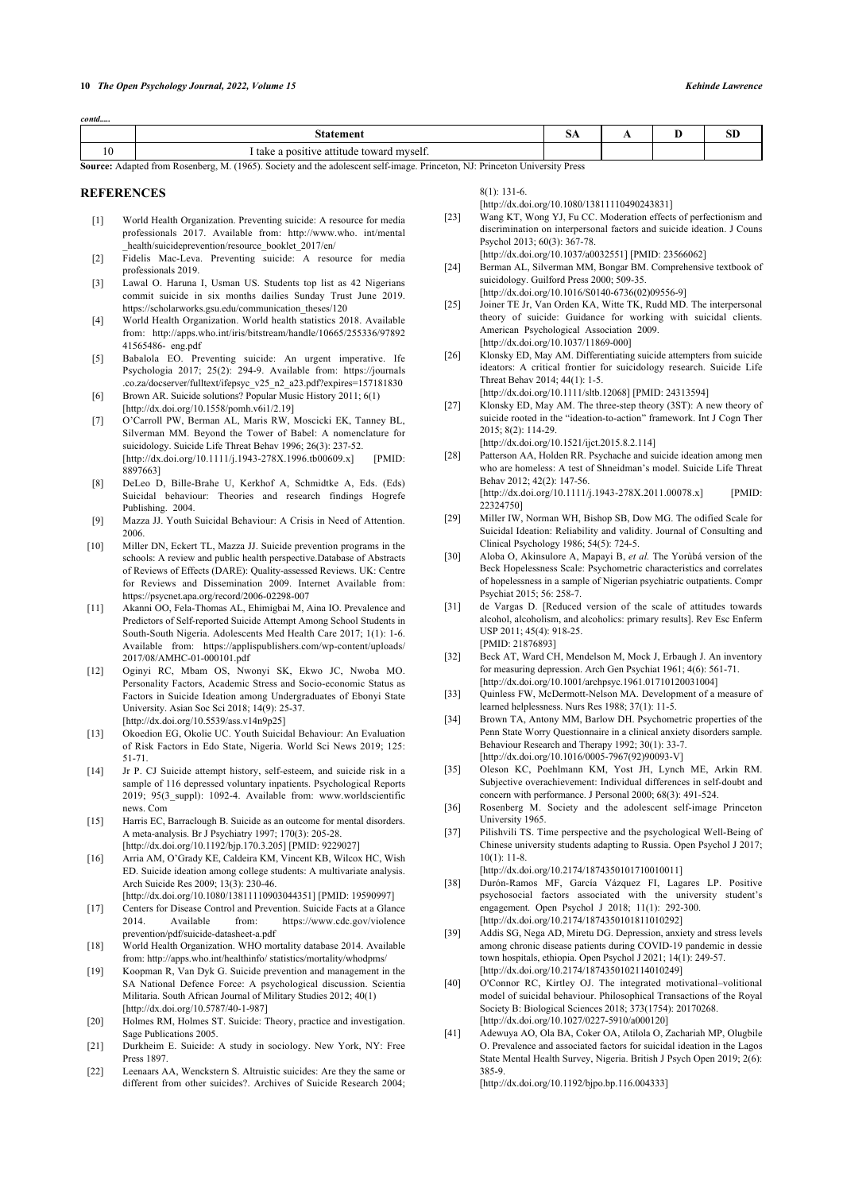*contd.....*

| | Statement | SA | A | D | SD |
|---|---|---|---|---|---|
| 10 | I take a positive attitude toward myself. | | | | |

**Source:** Adapted from Rosenberg, M. (1965). Society and the adolescent self-image. Princeton, NJ: Princeton University Press

## REFERENCES

[1] World Health Organization. Preventing suicide: A resource for media professionals 2017. Available from: http://www.who. int/mental _health/suicideprevention/resource_booklet_2017/en/

[2] Fidelis Mac-Leva. Preventing suicide: A resource for media professionals 2019.

[3] Lawal O. Haruna I, Usman US. Students top list as 42 Nigerians commit suicide in six months dailies Sunday Trust June 2019. https://scholarworks.gsu.edu/communication_theses/120

[4] World Health Organization. World health statistics 2018. Available from: http://apps.who.int/iris/bitstream/handle/10665/255336/97892 41565486- eng.pdf

[5] Babalola EO. Preventing suicide: An urgent imperative. Ife Psychologia 2017; 25(2): 294-9. Available from: https://journals .co.za/docserver/fulltext/ifepsyc_v25_n2_a23.pdf?expires=157181830

[6] Brown AR. Suicide solutions? Popular Music History 2011; 6(1) [http://dx.doi.org/10.1558/pomh.v6i1/2.19]

[7] O'Carroll PW, Berman AL, Maris RW, Moscicki EK, Tanney BL, Silverman MM. Beyond the Tower of Babel: A nomenclature for suicidology. Suicide Life Threat Behav 1996; 26(3): 237-52. [http://dx.doi.org/10.1111/j.1943-278X.1996.tb00609.x] [PMID: 8897663]

[8] DeLeo D, Bille-Brahe U, Kerkhof A, Schmidtke A, Eds. (Eds) Suicidal behaviour: Theories and research findings Hogrefe Publishing. 2004.

[9] Mazza JJ. Youth Suicidal Behaviour: A Crisis in Need of Attention. 2006.

[10] Miller DN, Eckert TL, Mazza JJ. Suicide prevention programs in the schools: A review and public health perspective.Database of Abstracts of Reviews of Effects (DARE): Quality-assessed Reviews. UK: Centre for Reviews and Dissemination 2009. Internet Available from: https://psycnet.apa.org/record/2006-02298-007

[11] Akanni OO, Fela-Thomas AL, Ehimigbai M, Aina IO. Prevalence and Predictors of Self-reported Suicide Attempt Among School Students in South-South Nigeria. Adolescents Med Health Care 2017; 1(1): 1-6. Available from: https://applispublishers.com/wp-content/uploads/ 2017/08/AMHC-01-000101.pdf

[12] Oginyi RC, Mbam OS, Nwonyi SK, Ekwo JC, Nwoba MO. Personality Factors, Academic Stress and Socio-economic Status as Factors in Suicide Ideation among Undergraduates of Ebonyi State University. Asian Soc Sci 2018; 14(9): 25-37. [http://dx.doi.org/10.5539/ass.v14n9p25]

[13] Okoedion EG, Okolie UC. Youth Suicidal Behaviour: An Evaluation of Risk Factors in Edo State, Nigeria. World Sci News 2019; 125: 51-71.

[14] Jr P. CJ Suicide attempt history, self-esteem, and suicide risk in a sample of 116 depressed voluntary inpatients. Psychological Reports 2019; 95(3_suppl): 1092-4. Available from: www.worldscientific news. Com

[15] Harris EC, Barraclough B. Suicide as an outcome for mental disorders. A meta-analysis. Br J Psychiatry 1997; 170(3): 205-28. [http://dx.doi.org/10.1192/bjp.170.3.205] [PMID: 9229027]

[16] Arria AM, O'Grady KE, Caldeira KM, Vincent KB, Wilcox HC, Wish ED. Suicide ideation among college students: A multivariate analysis. Arch Suicide Res 2009; 13(3): 230-46. [http://dx.doi.org/10.1080/13811110903044351] [PMID: 19590997]

[17] Centers for Disease Control and Prevention. Suicide Facts at a Glance 2014. Available from: https://www.cdc.gov/violence prevention/pdf/suicide-datasheet-a.pdf

[18] World Health Organization. WHO mortality database 2014. Available from: http://apps.who.int/healthinfo/ statistics/mortality/whodpms/

[19] Koopman R, Van Dyk G. Suicide prevention and management in the SA National Defence Force: A psychological discussion. Scientia Militaria. South African Journal of Military Studies 2012; 40(1) [http://dx.doi.org/10.5787/40-1-987]

[20] Holmes RM, Holmes ST. Suicide: Theory, practice and investigation. Sage Publications 2005.

[21] Durkheim E. Suicide: A study in sociology. New York, NY: Free Press 1897.

[22] Leenaars AA, Wenckstern S. Altruistic suicides: Are they the same or different from other suicides?. Archives of Suicide Research 2004; 8(1): 131-6. [http://dx.doi.org/10.1080/13811110490243831]

[23] Wang KT, Wong YJ, Fu CC. Moderation effects of perfectionism and discrimination on interpersonal factors and suicide ideation. J Couns Psychol 2013; 60(3): 367-78. [http://dx.doi.org/10.1037/a0032551] [PMID: 23566062]

[24] Berman AL, Silverman MM, Bongar BM. Comprehensive textbook of suicidology. Guilford Press 2000; 509-35. [http://dx.doi.org/10.1016/S0140-6736(02)09556-9]

[25] Joiner TE Jr, Van Orden KA, Witte TK, Rudd MD. The interpersonal theory of suicide: Guidance for working with suicidal clients. American Psychological Association 2009. [http://dx.doi.org/10.1037/11869-000]

[26] Klonsky ED, May AM. Differentiating suicide attempters from suicide ideators: A critical frontier for suicidology research. Suicide Life Threat Behav 2014; 44(1): 1-5. [http://dx.doi.org/10.1111/sltb.12068] [PMID: 24313594]

[27] Klonsky ED, May AM. The three-step theory (3ST): A new theory of suicide rooted in the "ideation-to-action" framework. Int J Cogn Ther 2015; 8(2): 114-29. [http://dx.doi.org/10.1521/ijct.2015.8.2.114]

[28] Patterson AA, Holden RR. Psychache and suicide ideation among men who are homeless: A test of Shneidman's model. Suicide Life Threat Behav 2012; 42(2): 147-56. [http://dx.doi.org/10.1111/j.1943-278X.2011.00078.x] [PMID: 22324750]

[29] Miller IW, Norman WH, Bishop SB, Dow MG. The odified Scale for Suicidal Ideation: Reliability and validity. Journal of Consulting and Clinical Psychology 1986; 54(5): 724-5.

[30] Aloba O, Akinsulore A, Mapayi B, *et al.* The Yorùbá version of the Beck Hopelessness Scale: Psychometric characteristics and correlates of hopelessness in a sample of Nigerian psychiatric outpatients. Compr Psychiat 2015; 56: 258-7.

[31] de Vargas D. [Reduced version of the scale of attitudes towards alcohol, alcoholism, and alcoholics: primary results]. Rev Esc Enferm USP 2011; 45(4): 918-25. [PMID: 21876893]

[32] Beck AT, Ward CH, Mendelson M, Mock J, Erbaugh J. An inventory for measuring depression. Arch Gen Psychiat 1961; 4(6): 561-71. [http://dx.doi.org/10.1001/archpsyc.1961.01710120031004]

[33] Quinless FW, McDermott-Nelson MA. Development of a measure of learned helplessness. Nurs Res 1988; 37(1): 11-5.

[34] Brown TA, Antony MM, Barlow DH. Psychometric properties of the Penn State Worry Questionnaire in a clinical anxiety disorders sample. Behaviour Research and Therapy 1992; 30(1): 33-7. [http://dx.doi.org/10.1016/0005-7967(92)90093-V]

[35] Oleson KC, Poehlmann KM, Yost JH, Lynch ME, Arkin RM. Subjective overachievement: Individual differences in self-doubt and concern with performance. J Personal 2000; 68(3): 491-524.

[36] Rosenberg M. Society and the adolescent self-image Princeton University 1965.

[37] Pilishvili TS. Time perspective and the psychological Well-Being of Chinese university students adapting to Russia. Open Psychol J 2017; 10(1): 11-8. [http://dx.doi.org/10.2174/1874350101710010011]

[38] Durón-Ramos MF, García Vázquez FI, Lagares LP. Positive psychosocial factors associated with the university student's engagement. Open Psychol J 2018; 11(1): 292-300. [http://dx.doi.org/10.2174/1874350101811010292]

[39] Addis SG, Nega AD, Miretu DG. Depression, anxiety and stress levels among chronic disease patients during COVID-19 pandemic in dessie town hospitals, ethiopia. Open Psychol J 2021; 14(1): 249-57. [http://dx.doi.org/10.2174/1874350102114010249]

[40] O'Connor RC, Kirtley OJ. The integrated motivational–volitional model of suicidal behaviour. Philosophical Transactions of the Royal Society B: Biological Sciences 2018; 373(1754): 20170268. [http://dx.doi.org/10.1027/0227-5910/a000120]

[41] Adewuya AO, Ola BA, Coker OA, Atilola O, Zachariah MP, Olugbile O. Prevalence and associated factors for suicidal ideation in the Lagos State Mental Health Survey, Nigeria. British J Psych Open 2019; 2(6): 385-9. [http://dx.doi.org/10.1192/bjpo.bp.116.004333]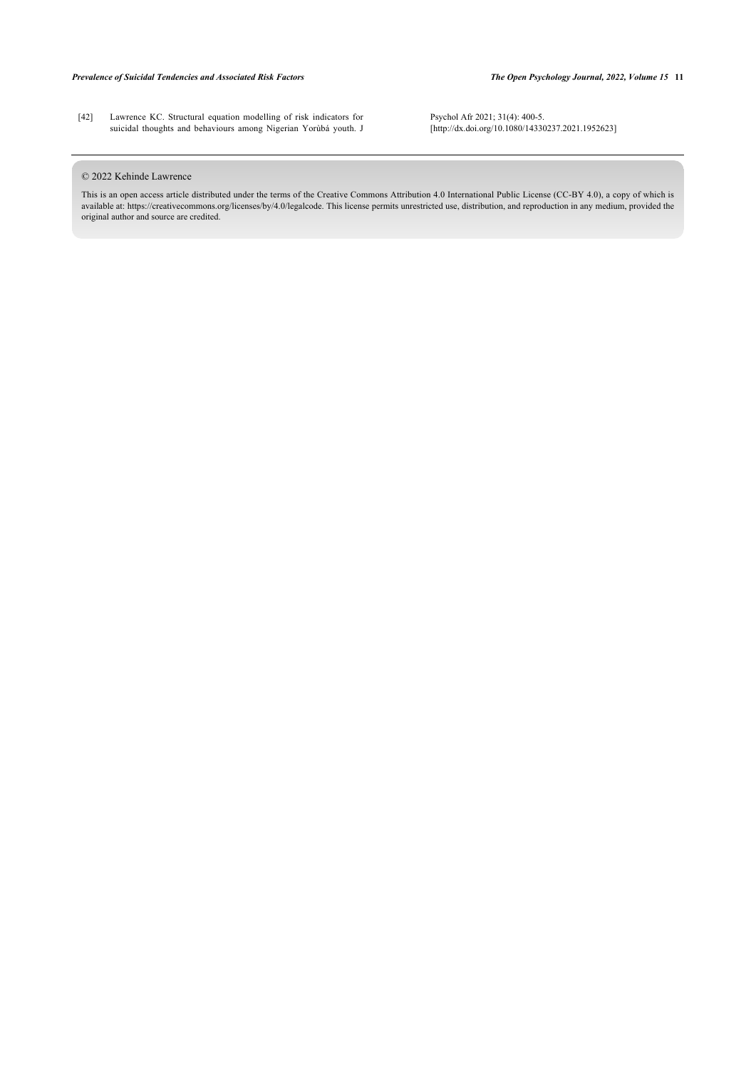[42] Lawrence KC. Structural equation modelling of risk indicators for suicidal thoughts and behaviours among Nigerian Yorùbá youth. J Psychol Afr 2021; 31(4): 400-5. [http://dx.doi.org/10.1080/14330237.2021.1952623]

© 2022 Kehinde Lawrence

This is an open access article distributed under the terms of the Creative Commons Attribution 4.0 International Public License (CC-BY 4.0), a copy of which is available at: https://creativecommons.org/licenses/by/4.0/legalcode. This license permits unrestricted use, distribution, and reproduction in any medium, provided the original author and source are credited.